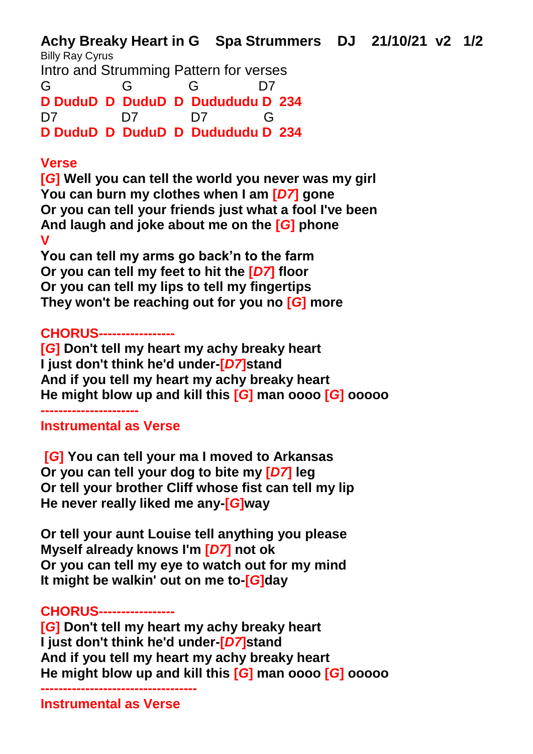**Achy Breaky Heart in G   Spa Strummers   DJ   21/10/21  v2**

Billy Ray Cyrus

Intro and Strumming Pattern for verses

```
G              G              G              D7
D DuduD  D  DuduD  D  Dudududu D  234
D7             D7             D7             G
D DuduD  D  DuduD  D  Dudududu D  234
```

**Verse**

**[G] Well you can tell the world you never was my girl**
**You can burn my clothes when I am [D7] gone**
**Or you can tell your friends just what a fool I've been**
**And laugh and joke about me on the [G] phone**

**V**

**You can tell my arms go back'n to the farm**
**Or you can tell my feet to hit the [D7] floor**
**Or you can tell my lips to tell my fingertips**
**They won't be reaching out for you no [G] more**

**CHORUS-----------------**

**[G] Don't tell my heart my achy breaky heart**
**I just don't think he'd under-[D7]stand**
**And if you tell my heart my achy breaky heart**
**He might blow up and kill this [G] man oooo [G] ooooo**

**---------------------**

**Instrumental as Verse**

**[G] You can tell your ma I moved to Arkansas**
**Or you can tell your dog to bite my [D7] leg**
**Or tell your brother Cliff whose fist can tell my lip**
**He never really liked me any-[G]way**

**Or tell your aunt Louise tell anything you please**
**Myself already knows I'm [D7] not ok**
**Or you can tell my eye to watch out for my mind**
**It might be walkin' out on me to-[G]day**

**CHORUS-----------------**

**[G] Don't tell my heart my achy breaky heart**
**I just don't think he'd under-[D7]stand**
**And if you tell my heart my achy breaky heart**
**He might blow up and kill this [G] man oooo [G] ooooo**

**-----------------------------------**

**Instrumental as Verse**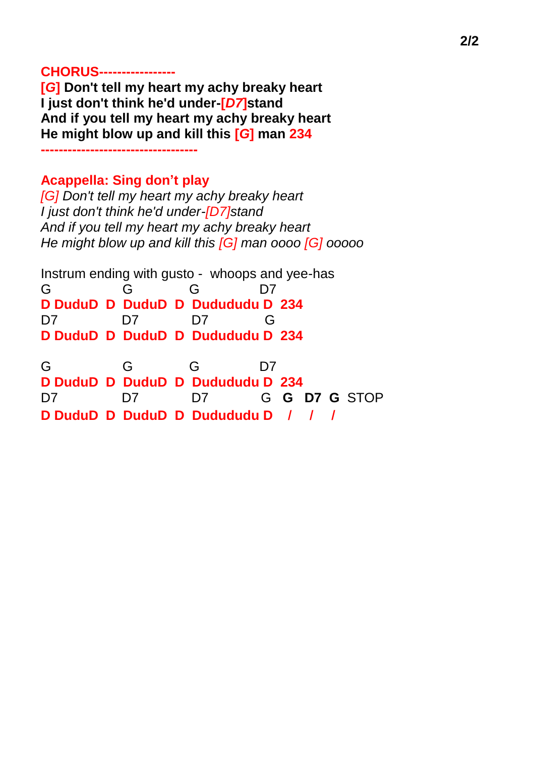**CHORUS----------------**
**[G] Don't tell my heart my achy breaky heart**
**I just don't think he'd under-[D7]stand**
**And if you tell my heart my achy breaky heart**
**He might blow up and kill this [G] man 234**
**-----------------------------------**

**Acappella: Sing don't play**
*[G] Don't tell my heart my achy breaky heart*
*I just don't think he'd under-[D7]stand*
*And if you tell my heart my achy breaky heart*
*He might blow up and kill this [G] man oooo [G] ooooo*

Instrum ending with gusto - whoops and yee-has

```
G          G          G          D7
D DuduD  D  DuduD  D  Dudududu D  234
D7         D7         D7          G
D DuduD  D  DuduD  D  Dudududu D  234

G          G          G          D7
D DuduD  D  DuduD  D  Dudududu D  234
D7         D7         D7         G  G  D7  G  STOP
D DuduD  D  DuduD  D  Dudududu D    /   /   /
```